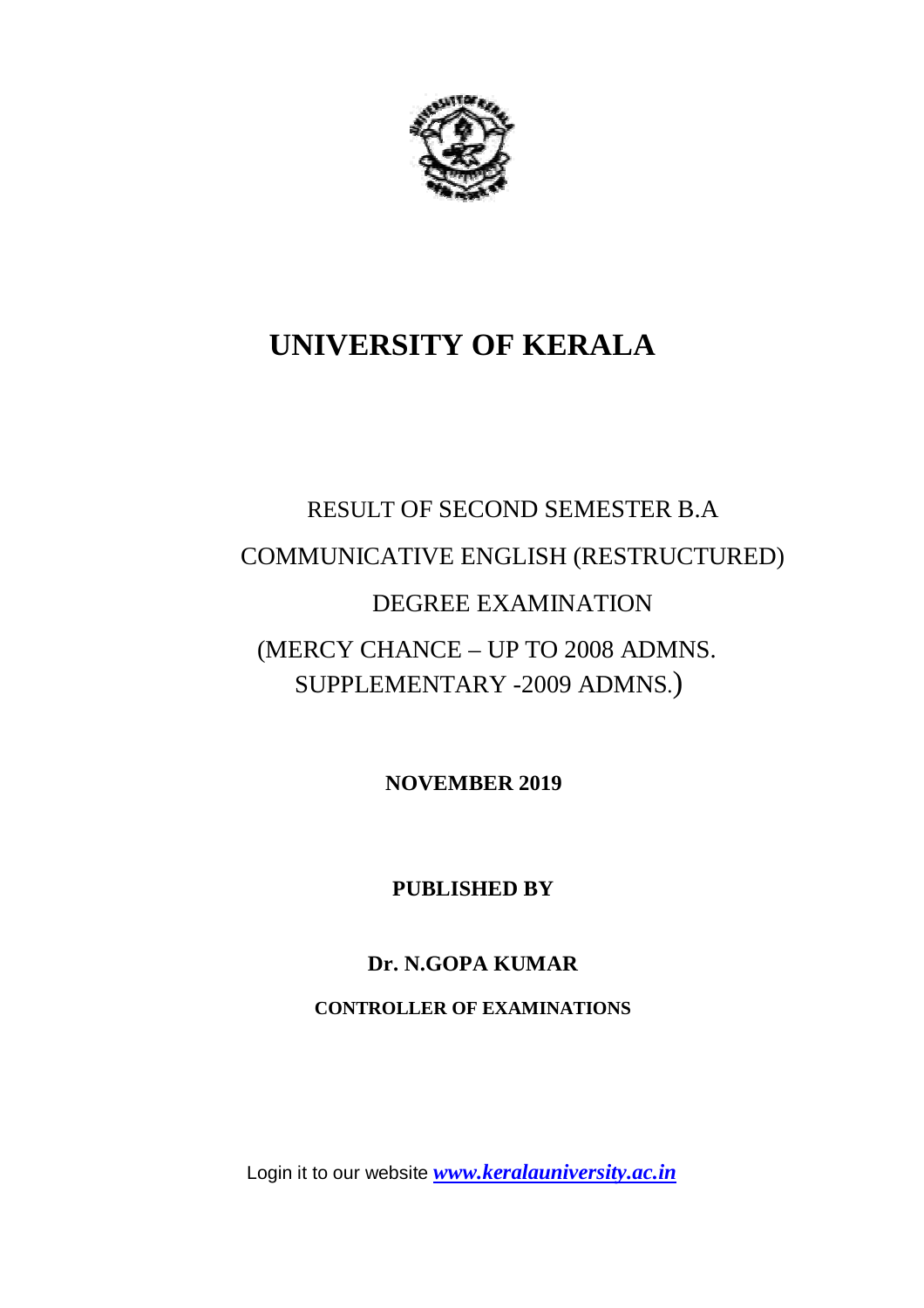# UNIVERSITY OF KERALA

RESULT OF SECOND SEMESTER B.A

COMMUNICATIVE ENGLISH (RESTRUCTURED)

DEGREE EXAMINATION

(MERCY CHANCE – UP TO 2008 ADMNS.
SUPPLEMENTARY -2009 ADMNS.)

**NOVEMBER 2019**

**PUBLISHED BY**

**Dr. N.GOPA KUMAR**

**CONTROLLER OF EXAMINATIONS**

Login it to our website ***www.keralauniversity.ac.in***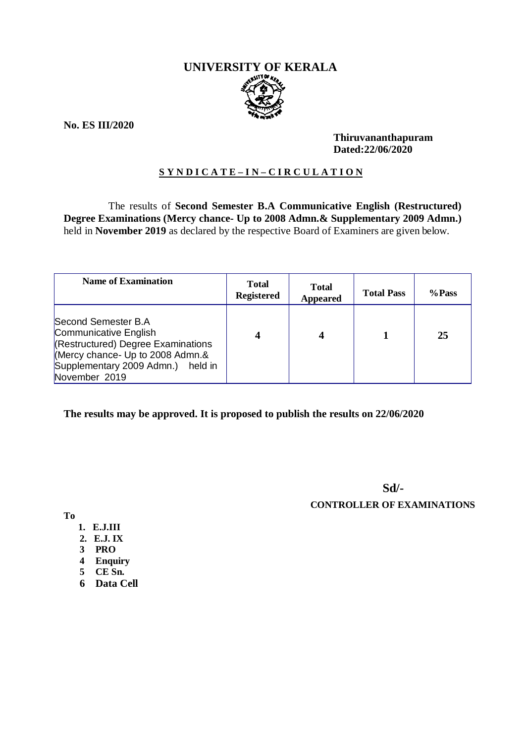# UNIVERSITY OF KERALA

**No. ES III/2020**

**Thiruvananthapuram**
**Dated:22/06/2020**

**S Y N D I C A T E – I N – C I R C U L A T I O N**

The results of **Second Semester B.A Communicative English (Restructured) Degree Examinations (Mercy chance- Up to 2008 Admn.& Supplementary 2009 Admn.)** held in **November 2019** as declared by the respective Board of Examiners are given below.

| Name of Examination | Total Registered | Total Appeared | Total Pass | %Pass |
|---|---|---|---|---|
| Second Semester B.A Communicative English (Restructured) Degree Examinations (Mercy chance- Up to 2008 Admn.& Supplementary 2009 Admn.) held in November 2019 | 4 | 4 | 1 | 25 |

**The results may be approved. It is proposed to publish the results on 22/06/2020**

**Sd/-**
**CONTROLLER OF EXAMINATIONS**

**To**

1. **E.J.III**
2. **E.J. IX**
3. **PRO**
4. **Enquiry**
5. **CE Sn.**
6. **Data Cell**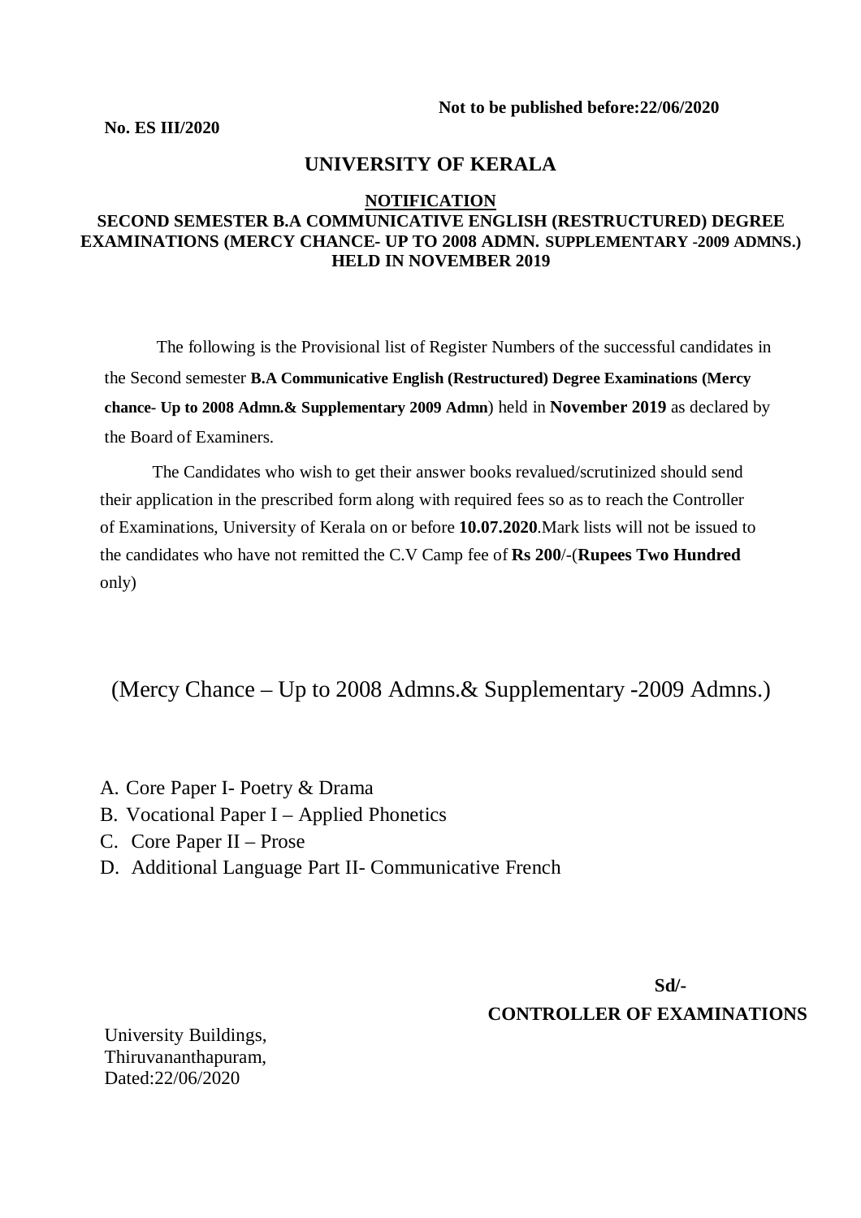**Not to be published before:22/06/2020**

**No. ES III/2020**

# UNIVERSITY OF KERALA

## NOTIFICATION

### SECOND SEMESTER B.A COMMUNICATIVE ENGLISH (RESTRUCTURED) DEGREE EXAMINATIONS (MERCY CHANCE- UP TO 2008 ADMN. SUPPLEMENTARY -2009 ADMNS.) HELD IN NOVEMBER 2019

The following is the Provisional list of Register Numbers of the successful candidates in the Second semester **B.A Communicative English (Restructured) Degree Examinations (Mercy chance- Up to 2008 Admn.& Supplementary 2009 Admn**) held in **November 2019** as declared by the Board of Examiners.

The Candidates who wish to get their answer books revalued/scrutinized should send their application in the prescribed form along with required fees so as to reach the Controller of Examinations, University of Kerala on or before **10.07.2020**.Mark lists will not be issued to the candidates who have not remitted the C.V Camp fee of **Rs 200**/-(**Rupees Two Hundred** only)

(Mercy Chance – Up to 2008 Admns.& Supplementary -2009 Admns.)

A. Core Paper I- Poetry & Drama
B. Vocational Paper I – Applied Phonetics
C. Core Paper II – Prose
D. Additional Language Part II- Communicative French

**Sd/-**

**CONTROLLER OF EXAMINATIONS**

University Buildings,
Thiruvananthapuram,
Dated:22/06/2020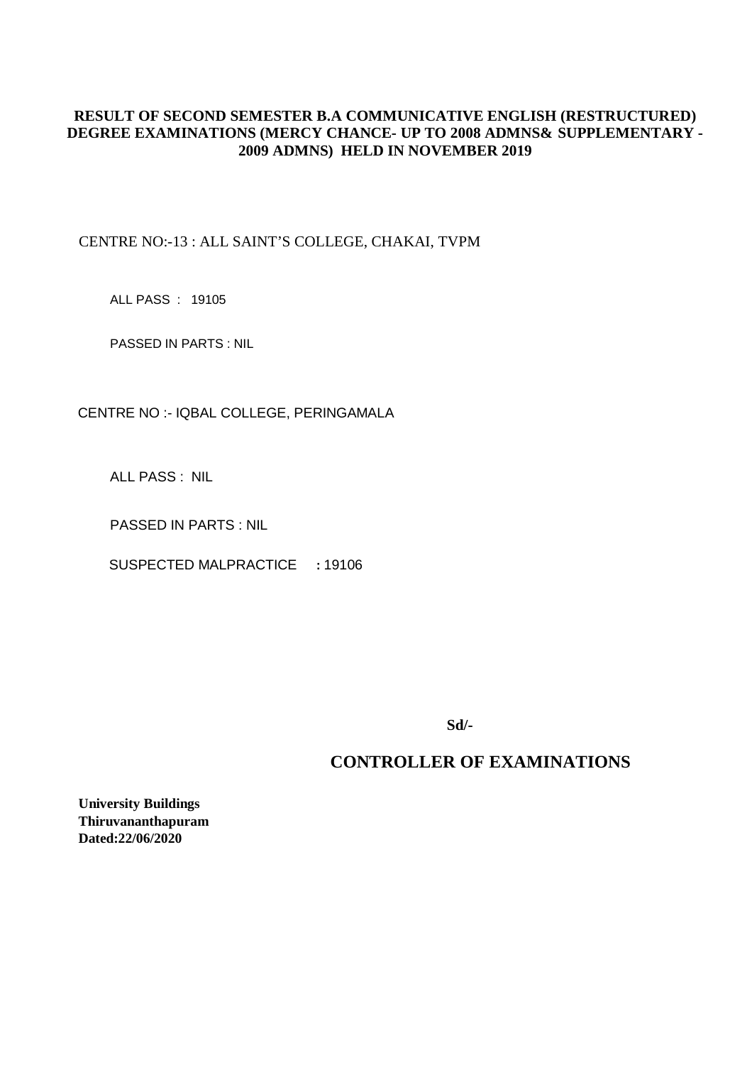**RESULT OF SECOND SEMESTER B.A COMMUNICATIVE ENGLISH (RESTRUCTURED) DEGREE EXAMINATIONS (MERCY CHANCE- UP TO 2008 ADMNS& SUPPLEMENTARY - 2009 ADMNS) HELD IN NOVEMBER 2019**

CENTRE NO:-13 : ALL SAINT'S COLLEGE, CHAKAI, TVPM

ALL PASS : 19105

PASSED IN PARTS : NIL

CENTRE NO :- IQBAL COLLEGE, PERINGAMALA

ALL PASS : NIL

PASSED IN PARTS : NIL

SUSPECTED MALPRACTICE : 19106

**Sd/-**

**CONTROLLER OF EXAMINATIONS**

**University Buildings**
**Thiruvananthapuram**
**Dated:22/06/2020**